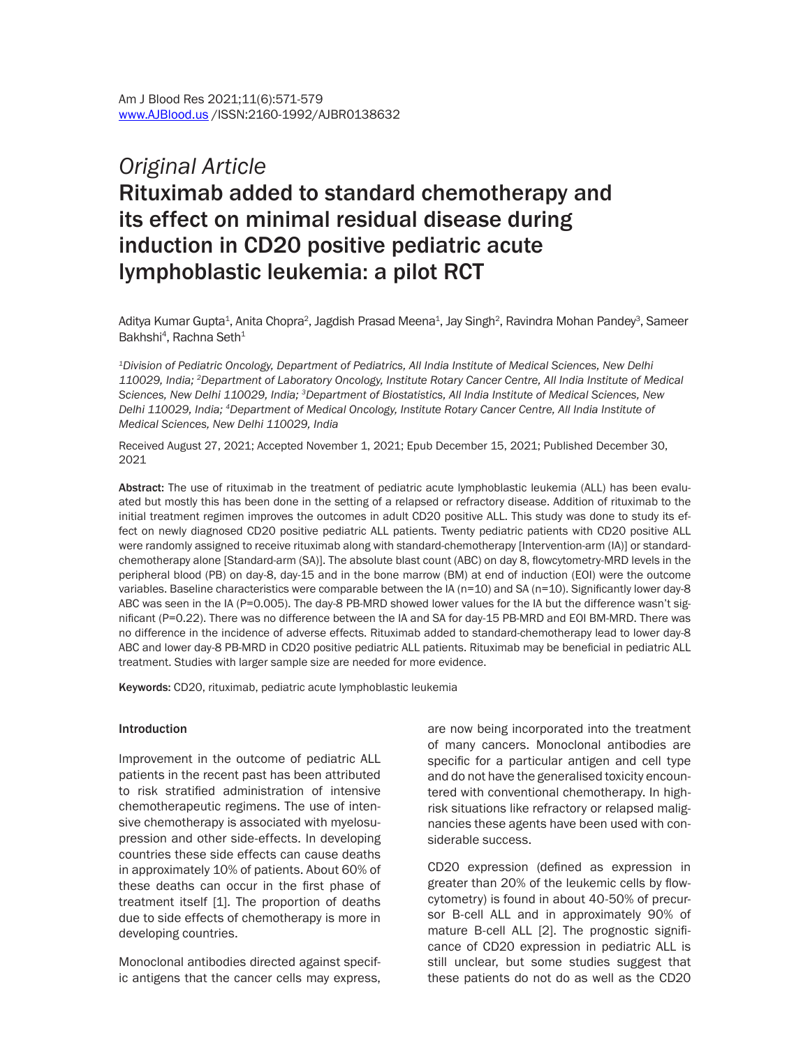*Original Article*

# Rituximab added to standard chemotherapy and its effect on minimal residual disease during induction in CD20 positive pediatric acute lymphoblastic leukemia: a pilot RCT

Aditya Kumar Gupta[1], Anita Chopra[2], Jagdish Prasad Meena[1], Jay Singh[2], Ravindra Mohan Pandey[3], Sameer Bakhshi[4], Rachna Seth[1]

*[1]Division of Pediatric Oncology, Department of Pediatrics, All India Institute of Medical Sciences, New Delhi 110029, India; [2]Department of Laboratory Oncology, Institute Rotary Cancer Centre, All India Institute of Medical Sciences, New Delhi 110029, India; [3]Department of Biostatistics, All India Institute of Medical Sciences, New Delhi 110029, India; [4]Department of Medical Oncology, Institute Rotary Cancer Centre, All India Institute of Medical Sciences, New Delhi 110029, India*

Received August 27, 2021; Accepted November 1, 2021; Epub December 15, 2021; Published December 30, 2021

**Abstract:** The use of rituximab in the treatment of pediatric acute lymphoblastic leukemia (ALL) has been evaluated but mostly this has been done in the setting of a relapsed or refractory disease. Addition of rituximab to the initial treatment regimen improves the outcomes in adult CD20 positive ALL. This study was done to study its effect on newly diagnosed CD20 positive pediatric ALL patients. Twenty pediatric patients with CD20 positive ALL were randomly assigned to receive rituximab along with standard-chemotherapy [Intervention-arm (IA)] or standard-chemotherapy alone [Standard-arm (SA)]. The absolute blast count (ABC) on day 8, flowcytometry-MRD levels in the peripheral blood (PB) on day-8, day-15 and in the bone marrow (BM) at end of induction (EOI) were the outcome variables. Baseline characteristics were comparable between the IA (n=10) and SA (n=10). Significantly lower day-8 ABC was seen in the IA (P=0.005). The day-8 PB-MRD showed lower values for the IA but the difference wasn't significant (P=0.22). There was no difference between the IA and SA for day-15 PB-MRD and EOI BM-MRD. There was no difference in the incidence of adverse effects. Rituximab added to standard-chemotherapy lead to lower day-8 ABC and lower day-8 PB-MRD in CD20 positive pediatric ALL patients. Rituximab may be beneficial in pediatric ALL treatment. Studies with larger sample size are needed for more evidence.

**Keywords:** CD20, rituximab, pediatric acute lymphoblastic leukemia

## Introduction

Improvement in the outcome of pediatric ALL patients in the recent past has been attributed to risk stratified administration of intensive chemotherapeutic regimens. The use of intensive chemotherapy is associated with myelosupression and other side-effects. In developing countries these side effects can cause deaths in approximately 10% of patients. About 60% of these deaths can occur in the first phase of treatment itself [1]. The proportion of deaths due to side effects of chemotherapy is more in developing countries.

Monoclonal antibodies directed against specific antigens that the cancer cells may express, are now being incorporated into the treatment of many cancers. Monoclonal antibodies are specific for a particular antigen and cell type and do not have the generalised toxicity encountered with conventional chemotherapy. In high-risk situations like refractory or relapsed malignancies these agents have been used with considerable success.

CD20 expression (defined as expression in greater than 20% of the leukemic cells by flowcytometry) is found in about 40-50% of precursor B-cell ALL and in approximately 90% of mature B-cell ALL [2]. The prognostic significance of CD20 expression in pediatric ALL is still unclear, but some studies suggest that these patients do not do as well as the CD20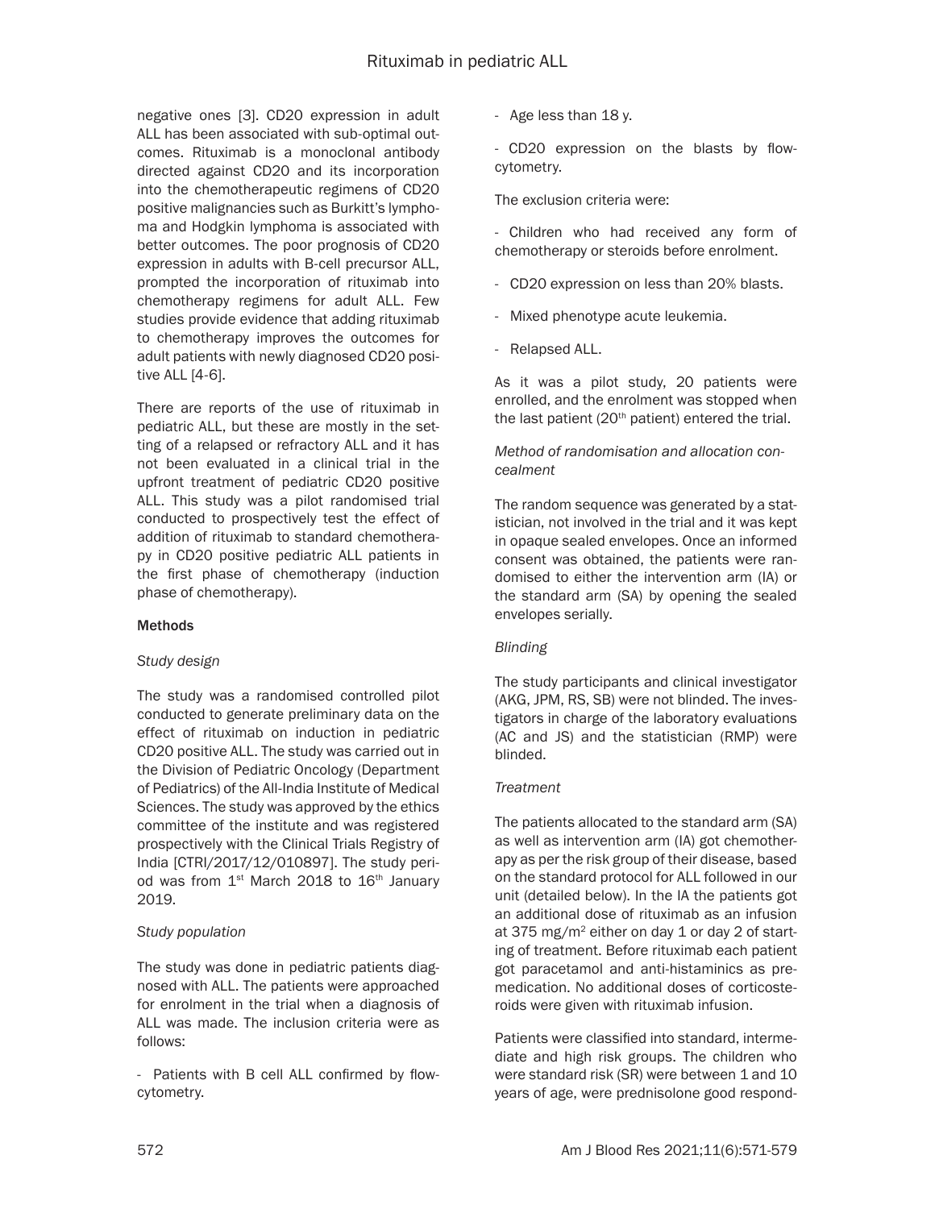negative ones [3]. CD20 expression in adult ALL has been associated with sub-optimal outcomes. Rituximab is a monoclonal antibody directed against CD20 and its incorporation into the chemotherapeutic regimens of CD20 positive malignancies such as Burkitt's lymphoma and Hodgkin lymphoma is associated with better outcomes. The poor prognosis of CD20 expression in adults with B-cell precursor ALL, prompted the incorporation of rituximab into chemotherapy regimens for adult ALL. Few studies provide evidence that adding rituximab to chemotherapy improves the outcomes for adult patients with newly diagnosed CD20 positive ALL [4-6].

There are reports of the use of rituximab in pediatric ALL, but these are mostly in the setting of a relapsed or refractory ALL and it has not been evaluated in a clinical trial in the upfront treatment of pediatric CD20 positive ALL. This study was a pilot randomised trial conducted to prospectively test the effect of addition of rituximab to standard chemotherapy in CD20 positive pediatric ALL patients in the first phase of chemotherapy (induction phase of chemotherapy).

## Methods

### *Study design*

The study was a randomised controlled pilot conducted to generate preliminary data on the effect of rituximab on induction in pediatric CD20 positive ALL. The study was carried out in the Division of Pediatric Oncology (Department of Pediatrics) of the All-India Institute of Medical Sciences. The study was approved by the ethics committee of the institute and was registered prospectively with the Clinical Trials Registry of India [CTRI/2017/12/010897]. The study period was from 1st March 2018 to 16th January 2019.

### *Study population*

The study was done in pediatric patients diagnosed with ALL. The patients were approached for enrolment in the trial when a diagnosis of ALL was made. The inclusion criteria were as follows:

- Patients with B cell ALL confirmed by flow-cytometry.
- Age less than 18 y.
- CD20 expression on the blasts by flow-cytometry.

The exclusion criteria were:

- Children who had received any form of chemotherapy or steroids before enrolment.
- CD20 expression on less than 20% blasts.
- Mixed phenotype acute leukemia.
- Relapsed ALL.

As it was a pilot study, 20 patients were enrolled, and the enrolment was stopped when the last patient (20th patient) entered the trial.

### *Method of randomisation and allocation concealment*

The random sequence was generated by a statistician, not involved in the trial and it was kept in opaque sealed envelopes. Once an informed consent was obtained, the patients were randomised to either the intervention arm (IA) or the standard arm (SA) by opening the sealed envelopes serially.

### *Blinding*

The study participants and clinical investigator (AKG, JPM, RS, SB) were not blinded. The investigators in charge of the laboratory evaluations (AC and JS) and the statistician (RMP) were blinded.

### *Treatment*

The patients allocated to the standard arm (SA) as well as intervention arm (IA) got chemotherapy as per the risk group of their disease, based on the standard protocol for ALL followed in our unit (detailed below). In the IA the patients got an additional dose of rituximab as an infusion at 375 mg/m$^2$ either on day 1 or day 2 of starting of treatment. Before rituximab each patient got paracetamol and anti-histaminics as premedication. No additional doses of corticosteroids were given with rituximab infusion.

Patients were classified into standard, intermediate and high risk groups. The children who were standard risk (SR) were between 1 and 10 years of age, were prednisolone good respond-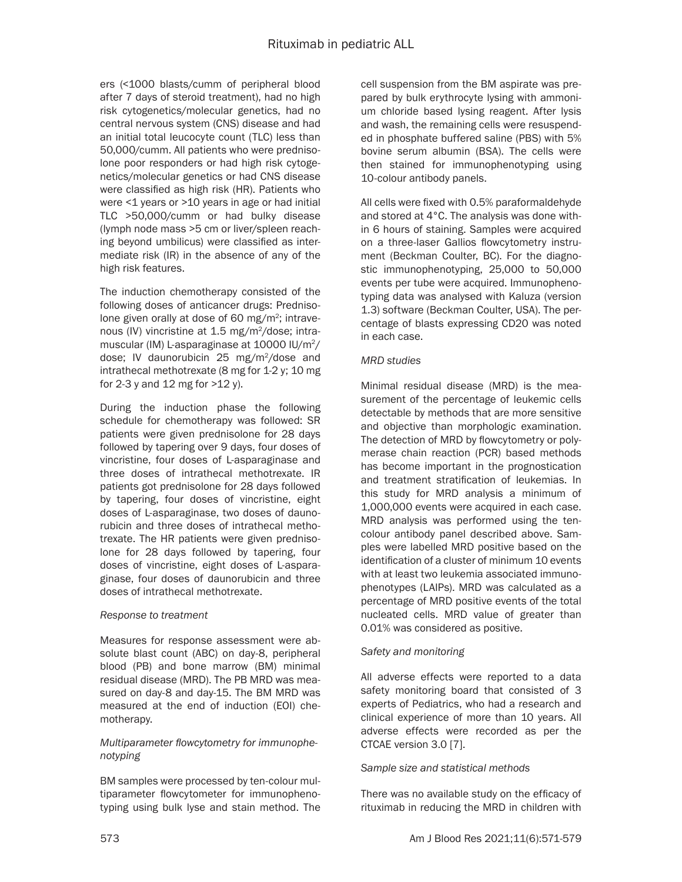ers (<1000 blasts/cumm of peripheral blood after 7 days of steroid treatment), had no high risk cytogenetics/molecular genetics, had no central nervous system (CNS) disease and had an initial total leucocyte count (TLC) less than 50,000/cumm. All patients who were prednisolone poor responders or had high risk cytogenetics/molecular genetics or had CNS disease were classified as high risk (HR). Patients who were <1 years or >10 years in age or had initial TLC >50,000/cumm or had bulky disease (lymph node mass >5 cm or liver/spleen reaching beyond umbilicus) were classified as intermediate risk (IR) in the absence of any of the high risk features.

The induction chemotherapy consisted of the following doses of anticancer drugs: Prednisolone given orally at dose of 60 mg/m$^2$; intravenous (IV) vincristine at 1.5 mg/m$^2$/dose; intramuscular (IM) L-asparaginase at 10000 IU/m$^2$/dose; IV daunorubicin 25 mg/m$^2$/dose and intrathecal methotrexate (8 mg for 1-2 y; 10 mg for 2-3 y and 12 mg for >12 y).

During the induction phase the following schedule for chemotherapy was followed: SR patients were given prednisolone for 28 days followed by tapering over 9 days, four doses of vincristine, four doses of L-asparaginase and three doses of intrathecal methotrexate. IR patients got prednisolone for 28 days followed by tapering, four doses of vincristine, eight doses of L-asparaginase, two doses of daunorubicin and three doses of intrathecal methotrexate. The HR patients were given prednisolone for 28 days followed by tapering, four doses of vincristine, eight doses of L-asparaginase, four doses of daunorubicin and three doses of intrathecal methotrexate.

*Response to treatment*

Measures for response assessment were absolute blast count (ABC) on day-8, peripheral blood (PB) and bone marrow (BM) minimal residual disease (MRD). The PB MRD was measured on day-8 and day-15. The BM MRD was measured at the end of induction (EOI) chemotherapy.

*Multiparameter flowcytometry for immunophenotyping*

BM samples were processed by ten-colour multiparameter flowcytometer for immunophenotyping using bulk lyse and stain method. The cell suspension from the BM aspirate was prepared by bulk erythrocyte lysing with ammonium chloride based lysing reagent. After lysis and wash, the remaining cells were resuspended in phosphate buffered saline (PBS) with 5% bovine serum albumin (BSA). The cells were then stained for immunophenotyping using 10-colour antibody panels.

All cells were fixed with 0.5% paraformaldehyde and stored at 4°C. The analysis was done within 6 hours of staining. Samples were acquired on a three-laser Gallios flowcytometry instrument (Beckman Coulter, BC). For the diagnostic immunophenotyping, 25,000 to 50,000 events per tube were acquired. Immunophenotyping data was analysed with Kaluza (version 1.3) software (Beckman Coulter, USA). The percentage of blasts expressing CD20 was noted in each case.

*MRD studies*

Minimal residual disease (MRD) is the measurement of the percentage of leukemic cells detectable by methods that are more sensitive and objective than morphologic examination. The detection of MRD by flowcytometry or polymerase chain reaction (PCR) based methods has become important in the prognostication and treatment stratification of leukemias. In this study for MRD analysis a minimum of 1,000,000 events were acquired in each case. MRD analysis was performed using the ten-colour antibody panel described above. Samples were labelled MRD positive based on the identification of a cluster of minimum 10 events with at least two leukemia associated immunophenotypes (LAIPs). MRD was calculated as a percentage of MRD positive events of the total nucleated cells. MRD value of greater than 0.01% was considered as positive.

*Safety and monitoring*

All adverse effects were reported to a data safety monitoring board that consisted of 3 experts of Pediatrics, who had a research and clinical experience of more than 10 years. All adverse effects were recorded as per the CTCAE version 3.0 [7].

*Sample size and statistical methods*

There was no available study on the efficacy of rituximab in reducing the MRD in children with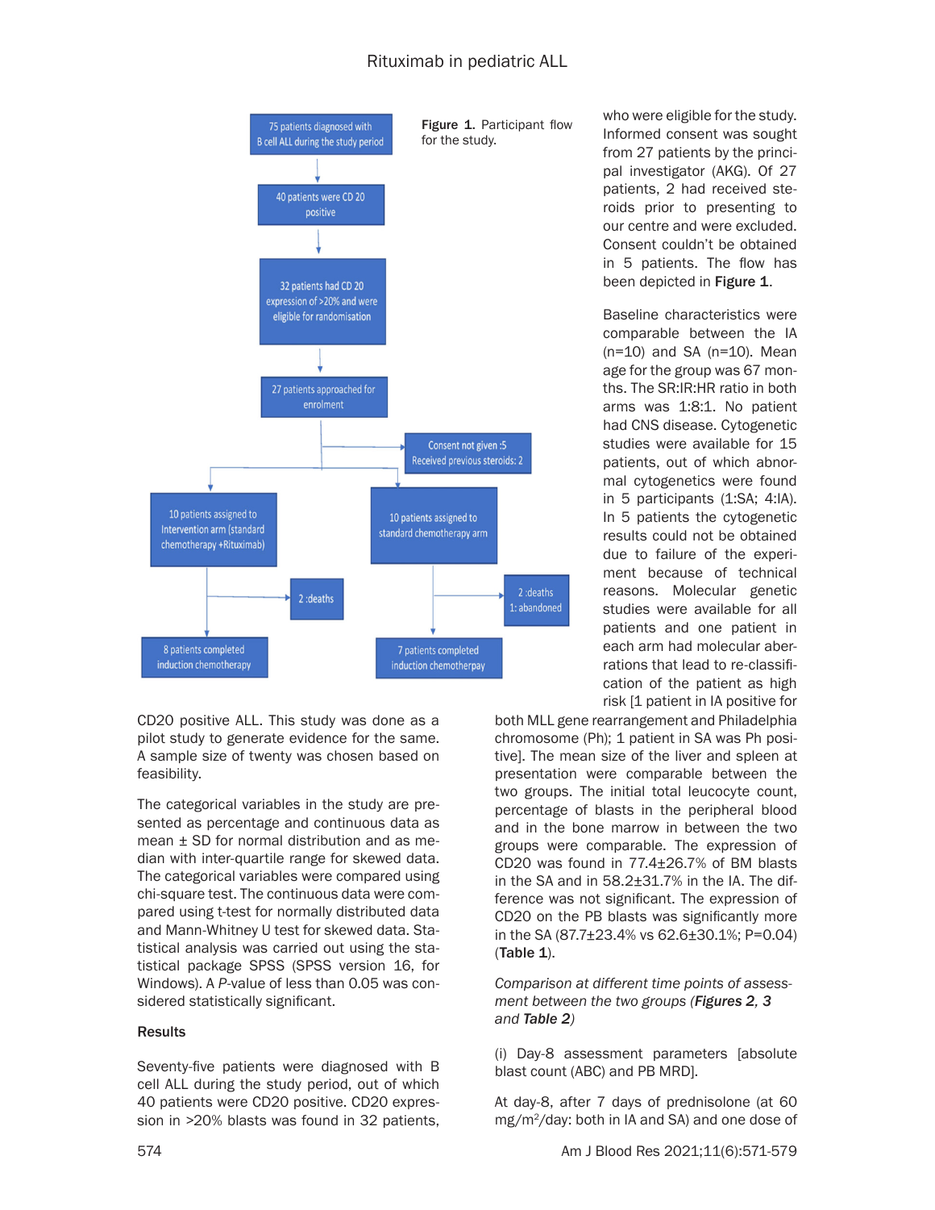75 patients diagnosed with B cell ALL during the study period

40 patients were CD 20 positive

32 patients had CD 20 expression of >20% and were eligible for randomisation

27 patients approached for enrolment

Consent not given :5
Received previous steroids: 2

10 patients assigned to Intervention arm (standard chemotherapy +Rituximab)

10 patients assigned to standard chemotherapy arm

2 :deaths

2 :deaths
1: abandoned

8 patients completed induction chemotherapy

7 patients completed induction chemotherpay

**Figure 1.** Participant flow for the study.

CD20 positive ALL. This study was done as a pilot study to generate evidence for the same. A sample size of twenty was chosen based on feasibility.

The categorical variables in the study are presented as percentage and continuous data as mean ± SD for normal distribution and as median with inter-quartile range for skewed data. The categorical variables were compared using chi-square test. The continuous data were compared using t-test for normally distributed data and Mann-Whitney U test for skewed data. Statistical analysis was carried out using the statistical package SPSS (SPSS version 16, for Windows). A *P*-value of less than 0.05 was considered statistically significant.

### Results

Seventy-five patients were diagnosed with B cell ALL during the study period, out of which 40 patients were CD20 positive. CD20 expression in >20% blasts was found in 32 patients, who were eligible for the study. Informed consent was sought from 27 patients by the principal investigator (AKG). Of 27 patients, 2 had received steroids prior to presenting to our centre and were excluded. Consent couldn't be obtained in 5 patients. The flow has been depicted in **Figure 1**.

Baseline characteristics were comparable between the IA (n=10) and SA (n=10). Mean age for the group was 67 months. The SR:IR:HR ratio in both arms was 1:8:1. No patient had CNS disease. Cytogenetic studies were available for 15 patients, out of which abnormal cytogenetics were found in 5 participants (1:SA; 4:IA). In 5 patients the cytogenetic results could not be obtained due to failure of the experiment because of technical reasons. Molecular genetic studies were available for all patients and one patient in each arm had molecular aberrations that lead to re-classification of the patient as high risk [1 patient in IA positive for both MLL gene rearrangement and Philadelphia chromosome (Ph); 1 patient in SA was Ph positive]. The mean size of the liver and spleen at presentation were comparable between the two groups. The initial total leucocyte count, percentage of blasts in the peripheral blood and in the bone marrow in between the two groups were comparable. The expression of CD20 was found in 77.4±26.7% of BM blasts in the SA and in 58.2±31.7% in the IA. The difference was not significant. The expression of CD20 on the PB blasts was significantly more in the SA (87.7±23.4% vs 62.6±30.1%; P=0.04) (**Table 1**).

*Comparison at different time points of assessment between the two groups (**Figures 2, 3** and **Table 2**)*

(i) Day-8 assessment parameters [absolute blast count (ABC) and PB MRD].

At day-8, after 7 days of prednisolone (at 60 mg/m$^2$/day: both in IA and SA) and one dose of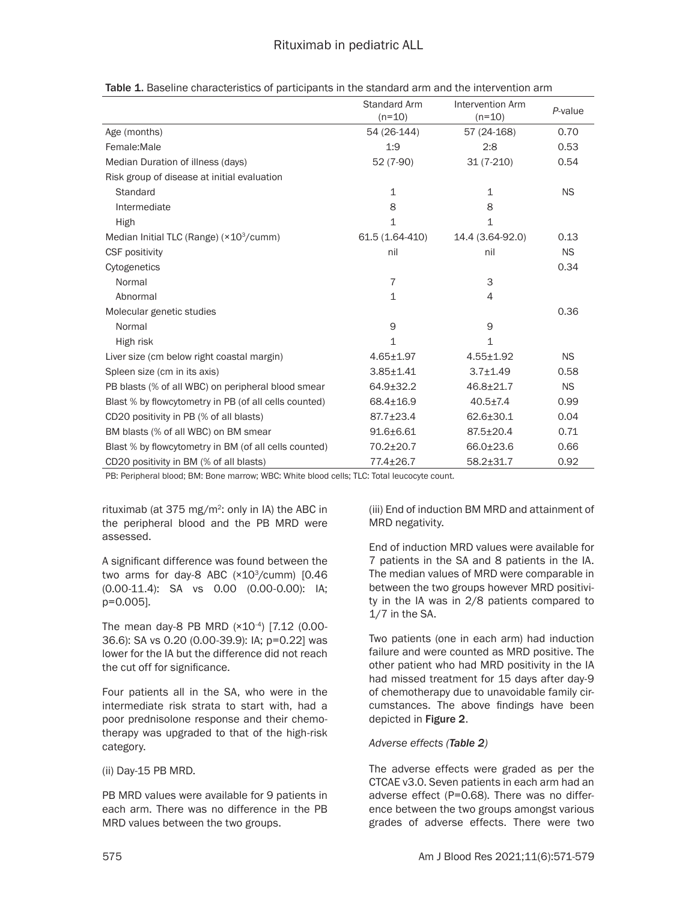Table 1. Baseline characteristics of participants in the standard arm and the intervention arm

| | Standard Arm (n=10) | Intervention Arm (n=10) | *P*-value |
|---|---|---|---|
| Age (months) | 54 (26-144) | 57 (24-168) | 0.70 |
| Female:Male | 1:9 | 2:8 | 0.53 |
| Median Duration of illness (days) | 52 (7-90) | 31 (7-210) | 0.54 |
| Risk group of disease at initial evaluation | | | |
| Standard | 1 | 1 | NS |
| Intermediate | 8 | 8 | |
| High | 1 | 1 | |
| Median Initial TLC (Range) ($\times10^3$/cumm) | 61.5 (1.64-410) | 14.4 (3.64-92.0) | 0.13 |
| CSF positivity | nil | nil | NS |
| Cytogenetics | | | 0.34 |
| Normal | 7 | 3 | |
| Abnormal | 1 | 4 | |
| Molecular genetic studies | | | 0.36 |
| Normal | 9 | 9 | |
| High risk | 1 | 1 | |
| Liver size (cm below right coastal margin) | 4.65±1.97 | 4.55±1.92 | NS |
| Spleen size (cm in its axis) | 3.85±1.41 | 3.7±1.49 | 0.58 |
| PB blasts (% of all WBC) on peripheral blood smear | 64.9±32.2 | 46.8±21.7 | NS |
| Blast % by flowcytometry in PB (of all cells counted) | 68.4±16.9 | 40.5±7.4 | 0.99 |
| CD20 positivity in PB (% of all blasts) | 87.7±23.4 | 62.6±30.1 | 0.04 |
| BM blasts (% of all WBC) on BM smear | 91.6±6.61 | 87.5±20.4 | 0.71 |
| Blast % by flowcytometry in BM (of all cells counted) | 70.2±20.7 | 66.0±23.6 | 0.66 |
| CD20 positivity in BM (% of all blasts) | 77.4±26.7 | 58.2±31.7 | 0.92 |

PB: Peripheral blood; BM: Bone marrow; WBC: White blood cells; TLC: Total leucocyte count.

rituximab (at 375 mg/m$^2$: only in IA) the ABC in the peripheral blood and the PB MRD were assessed.

A significant difference was found between the two arms for day-8 ABC ($\times10^3$/cumm) [0.46 (0.00-11.4): SA vs 0.00 (0.00-0.00): IA; p=0.005].

The mean day-8 PB MRD ($\times10^{-4}$) [7.12 (0.00-36.6): SA vs 0.20 (0.00-39.9): IA; p=0.22] was lower for the IA but the difference did not reach the cut off for significance.

Four patients all in the SA, who were in the intermediate risk strata to start with, had a poor prednisolone response and their chemotherapy was upgraded to that of the high-risk category.

(ii) Day-15 PB MRD.

PB MRD values were available for 9 patients in each arm. There was no difference in the PB MRD values between the two groups.

(iii) End of induction BM MRD and attainment of MRD negativity.

End of induction MRD values were available for 7 patients in the SA and 8 patients in the IA. The median values of MRD were comparable in between the two groups however MRD positivity in the IA was in 2/8 patients compared to 1/7 in the SA.

Two patients (one in each arm) had induction failure and were counted as MRD positive. The other patient who had MRD positivity in the IA had missed treatment for 15 days after day-9 of chemotherapy due to unavoidable family circumstances. The above findings have been depicted in **Figure 2**.

*Adverse effects (**Table 2**)*

The adverse effects were graded as per the CTCAE v3.0. Seven patients in each arm had an adverse effect (P=0.68). There was no difference between the two groups amongst various grades of adverse effects. There were two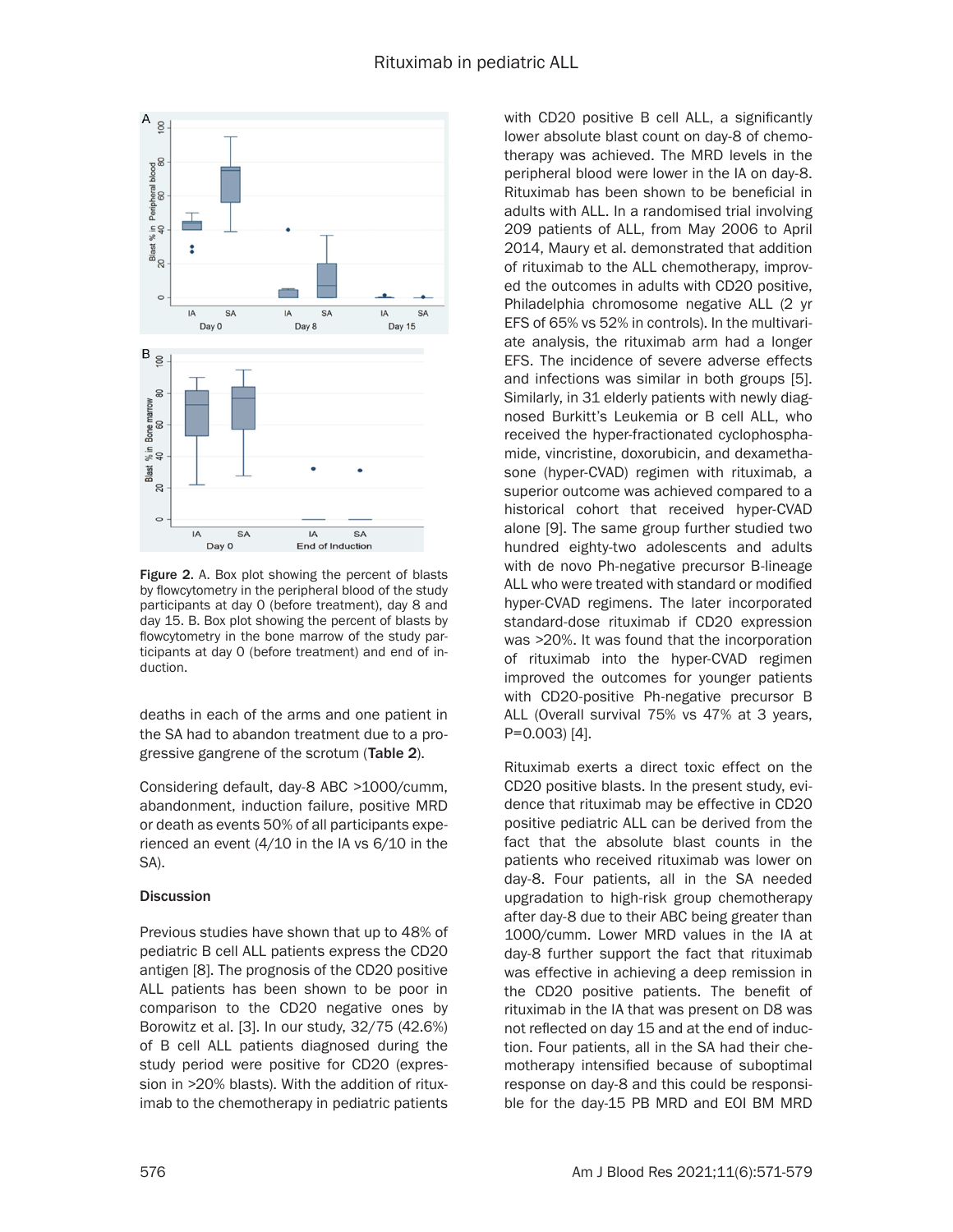Figure 2. A. Box plot showing the percent of blasts by flowcytometry in the peripheral blood of the study participants at day 0 (before treatment), day 8 and day 15. B. Box plot showing the percent of blasts by flowcytometry in the bone marrow of the study participants at day 0 (before treatment) and end of induction.

deaths in each of the arms and one patient in the SA had to abandon treatment due to a progressive gangrene of the scrotum (**Table 2**).

Considering default, day-8 ABC >1000/cumm, abandonment, induction failure, positive MRD or death as events 50% of all participants experienced an event (4/10 in the IA vs 6/10 in the SA).

## Discussion

Previous studies have shown that up to 48% of pediatric B cell ALL patients express the CD20 antigen [8]. The prognosis of the CD20 positive ALL patients has been shown to be poor in comparison to the CD20 negative ones by Borowitz et al. [3]. In our study, 32/75 (42.6%) of B cell ALL patients diagnosed during the study period were positive for CD20 (expression in >20% blasts). With the addition of rituximab to the chemotherapy in pediatric patients with CD20 positive B cell ALL, a significantly lower absolute blast count on day-8 of chemotherapy was achieved. The MRD levels in the peripheral blood were lower in the IA on day-8. Rituximab has been shown to be beneficial in adults with ALL. In a randomised trial involving 209 patients of ALL, from May 2006 to April 2014, Maury et al. demonstrated that addition of rituximab to the ALL chemotherapy, improved the outcomes in adults with CD20 positive, Philadelphia chromosome negative ALL (2 yr EFS of 65% vs 52% in controls). In the multivariate analysis, the rituximab arm had a longer EFS. The incidence of severe adverse effects and infections was similar in both groups [5]. Similarly, in 31 elderly patients with newly diagnosed Burkitt's Leukemia or B cell ALL, who received the hyper-fractionated cyclophosphamide, vincristine, doxorubicin, and dexamethasone (hyper-CVAD) regimen with rituximab, a superior outcome was achieved compared to a historical cohort that received hyper-CVAD alone [9]. The same group further studied two hundred eighty-two adolescents and adults with de novo Ph-negative precursor B-lineage ALL who were treated with standard or modified hyper-CVAD regimens. The later incorporated standard-dose rituximab if CD20 expression was >20%. It was found that the incorporation of rituximab into the hyper-CVAD regimen improved the outcomes for younger patients with CD20-positive Ph-negative precursor B ALL (Overall survival 75% vs 47% at 3 years, P=0.003) [4].

Rituximab exerts a direct toxic effect on the CD20 positive blasts. In the present study, evidence that rituximab may be effective in CD20 positive pediatric ALL can be derived from the fact that the absolute blast counts in the patients who received rituximab was lower on day-8. Four patients, all in the SA needed upgradation to high-risk group chemotherapy after day-8 due to their ABC being greater than 1000/cumm. Lower MRD values in the IA at day-8 further support the fact that rituximab was effective in achieving a deep remission in the CD20 positive patients. The benefit of rituximab in the IA that was present on D8 was not reflected on day 15 and at the end of induction. Four patients, all in the SA had their chemotherapy intensified because of suboptimal response on day-8 and this could be responsible for the day-15 PB MRD and EOI BM MRD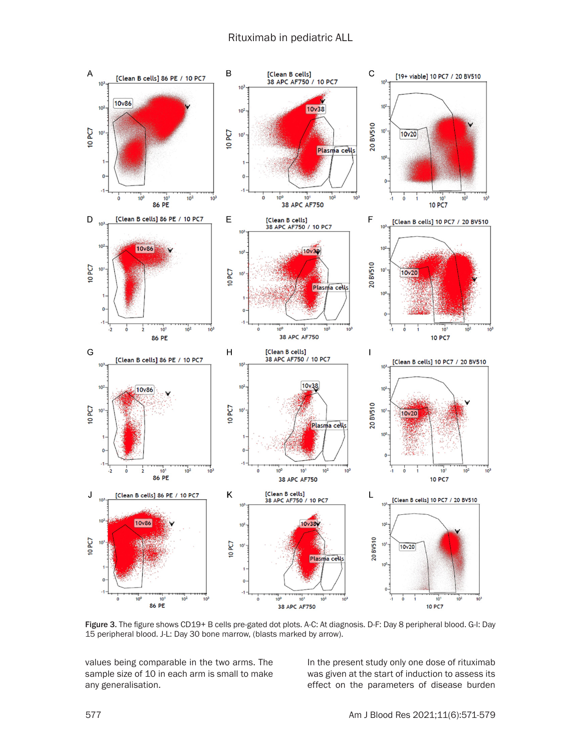A [Clean B cells] 86 PE / 10 PC7

10v86

10 PC7

86 PE

B [Clean B cells] 38 APC AF750 / 10 PC7

10v38

Plasma cells

10 PC7

38 APC AF750

C [19+ viable] 10 PC7 / 20 BV510

10v20

20 BV510

10 PC7

D [Clean B cells] 86 PE / 10 PC7

10v86

10 PC7

86 PE

E [Clean B cells] 38 APC AF750 / 10 PC7

10v38

Plasma cells

10 PC7

38 APC AF750

F [Clean B cells] 10 PC7 / 20 BV510

10v20

20 BV510

10 PC7

G [Clean B cells] 86 PE / 10 PC7

10v86

10 PC7

86 PE

H [Clean B cells] 38 APC AF750 / 10 PC7

10v38

Plasma cells

10 PC7

38 APC AF750

I [Clean B cells] 10 PC7 / 20 BV510

10v20

20 BV510

10 PC7

J [Clean B cells] 86 PE / 10 PC7

10v86

10 PC7

86 PE

K [Clean B cells] 38 APC AF750 / 10 PC7

10v38

Plasma cells

10 PC7

38 APC AF750

L [Clean B cells] 10 PC7 / 20 BV510

10v20

20 BV510

10 PC7

**Figure 3.** The figure shows CD19+ B cells pre-gated dot plots. A-C: At diagnosis. D-F: Day 8 peripheral blood. G-I: Day 15 peripheral blood. J-L: Day 30 bone marrow, (blasts marked by arrow).

values being comparable in the two arms. The sample size of 10 in each arm is small to make any generalisation.

In the present study only one dose of rituximab was given at the start of induction to assess its effect on the parameters of disease burden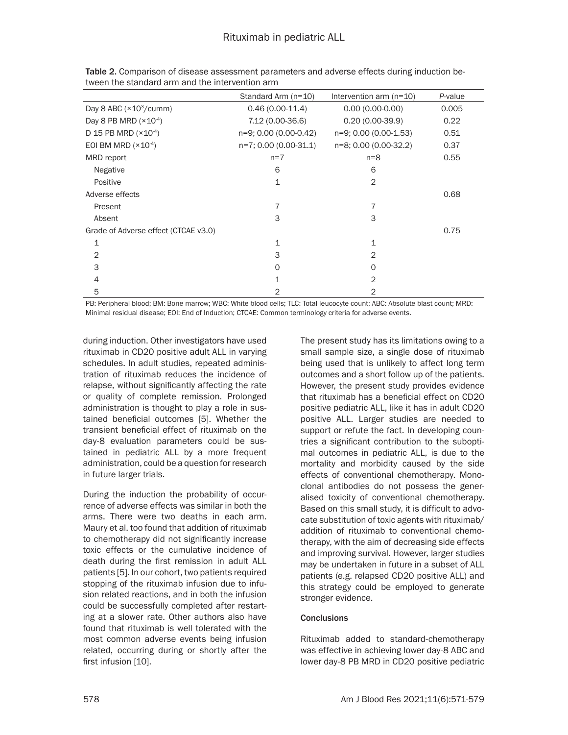Table 2. Comparison of disease assessment parameters and adverse effects during induction between the standard arm and the intervention arm

| | Standard Arm (n=10) | Intervention arm (n=10) | *P*-value |
|---|---|---|---|
| Day 8 ABC ($\times 10^3$/cumm) | 0.46 (0.00-11.4) | 0.00 (0.00-0.00) | 0.005 |
| Day 8 PB MRD ($\times 10^{-4}$) | 7.12 (0.00-36.6) | 0.20 (0.00-39.9) | 0.22 |
| D 15 PB MRD ($\times 10^{-4}$) | n=9; 0.00 (0.00-0.42) | n=9; 0.00 (0.00-1.53) | 0.51 |
| EOI BM MRD ($\times 10^{-4}$) | n=7; 0.00 (0.00-31.1) | n=8; 0.00 (0.00-32.2) | 0.37 |
| MRD report | n=7 | n=8 | 0.55 |
| Negative | 6 | 6 | |
| Positive | 1 | 2 | |
| Adverse effects | | | 0.68 |
| Present | 7 | 7 | |
| Absent | 3 | 3 | |
| Grade of Adverse effect (CTCAE v3.0) | | | 0.75 |
| 1 | 1 | 1 | |
| 2 | 3 | 2 | |
| 3 | 0 | 0 | |
| 4 | 1 | 2 | |
| 5 | 2 | 2 | |

PB: Peripheral blood; BM: Bone marrow; WBC: White blood cells; TLC: Total leucocyte count; ABC: Absolute blast count; MRD: Minimal residual disease; EOI: End of Induction; CTCAE: Common terminology criteria for adverse events.

during induction. Other investigators have used rituximab in CD20 positive adult ALL in varying schedules. In adult studies, repeated administration of rituximab reduces the incidence of relapse, without significantly affecting the rate or quality of complete remission. Prolonged administration is thought to play a role in sustained beneficial outcomes [5]. Whether the transient beneficial effect of rituximab on the day-8 evaluation parameters could be sustained in pediatric ALL by a more frequent administration, could be a question for research in future larger trials.

During the induction the probability of occurrence of adverse effects was similar in both the arms. There were two deaths in each arm. Maury et al. too found that addition of rituximab to chemotherapy did not significantly increase toxic effects or the cumulative incidence of death during the first remission in adult ALL patients [5]. In our cohort, two patients required stopping of the rituximab infusion due to infusion related reactions, and in both the infusion could be successfully completed after restarting at a slower rate. Other authors also have found that rituximab is well tolerated with the most common adverse events being infusion related, occurring during or shortly after the first infusion [10].

The present study has its limitations owing to a small sample size, a single dose of rituximab being used that is unlikely to affect long term outcomes and a short follow up of the patients. However, the present study provides evidence that rituximab has a beneficial effect on CD20 positive pediatric ALL, like it has in adult CD20 positive ALL. Larger studies are needed to support or refute the fact. In developing countries a significant contribution to the suboptimal outcomes in pediatric ALL, is due to the mortality and morbidity caused by the side effects of conventional chemotherapy. Monoclonal antibodies do not possess the generalised toxicity of conventional chemotherapy. Based on this small study, it is difficult to advocate substitution of toxic agents with rituximab/addition of rituximab to conventional chemotherapy, with the aim of decreasing side effects and improving survival. However, larger studies may be undertaken in future in a subset of ALL patients (e.g. relapsed CD20 positive ALL) and this strategy could be employed to generate stronger evidence.

## Conclusions

Rituximab added to standard-chemotherapy was effective in achieving lower day-8 ABC and lower day-8 PB MRD in CD20 positive pediatric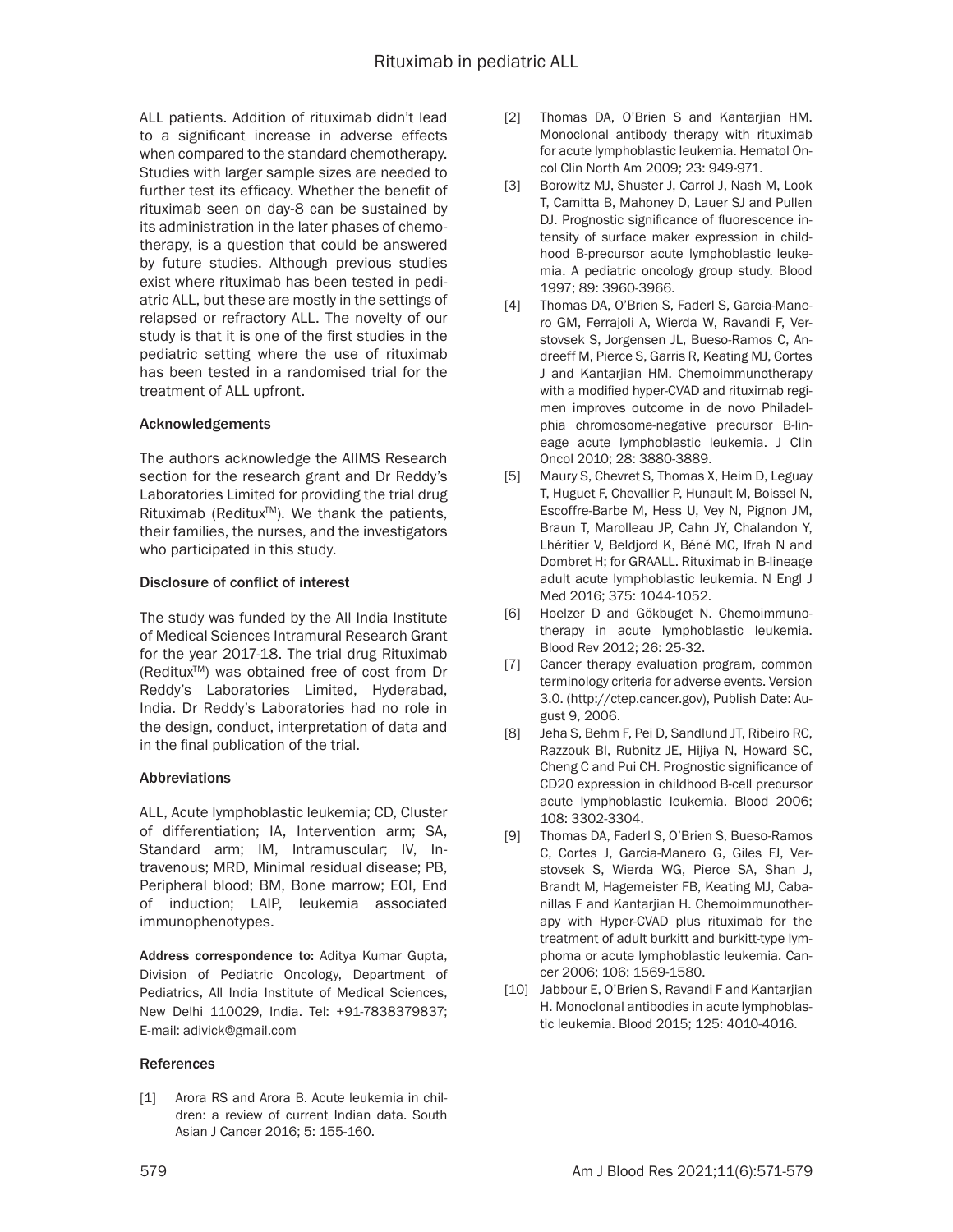ALL patients. Addition of rituximab didn't lead to a significant increase in adverse effects when compared to the standard chemotherapy. Studies with larger sample sizes are needed to further test its efficacy. Whether the benefit of rituximab seen on day-8 can be sustained by its administration in the later phases of chemotherapy, is a question that could be answered by future studies. Although previous studies exist where rituximab has been tested in pediatric ALL, but these are mostly in the settings of relapsed or refractory ALL. The novelty of our study is that it is one of the first studies in the pediatric setting where the use of rituximab has been tested in a randomised trial for the treatment of ALL upfront.

#### Acknowledgements

The authors acknowledge the AIIMS Research section for the research grant and Dr Reddy's Laboratories Limited for providing the trial drug Rituximab (Reditux™). We thank the patients, their families, the nurses, and the investigators who participated in this study.

#### Disclosure of conflict of interest

The study was funded by the All India Institute of Medical Sciences Intramural Research Grant for the year 2017-18. The trial drug Rituximab (Reditux™) was obtained free of cost from Dr Reddy's Laboratories Limited, Hyderabad, India. Dr Reddy's Laboratories had no role in the design, conduct, interpretation of data and in the final publication of the trial.

#### Abbreviations

ALL, Acute lymphoblastic leukemia; CD, Cluster of differentiation; IA, Intervention arm; SA, Standard arm; IM, Intramuscular; IV, Intravenous; MRD, Minimal residual disease; PB, Peripheral blood; BM, Bone marrow; EOI, End of induction; LAIP, leukemia associated immunophenotypes.

**Address correspondence to:** Aditya Kumar Gupta, Division of Pediatric Oncology, Department of Pediatrics, All India Institute of Medical Sciences, New Delhi 110029, India. Tel: +91-7838379837; E-mail: adivick@gmail.com

#### References

[1] Arora RS and Arora B. Acute leukemia in children: a review of current Indian data. South Asian J Cancer 2016; 5: 155-160.

[2] Thomas DA, O'Brien S and Kantarjian HM. Monoclonal antibody therapy with rituximab for acute lymphoblastic leukemia. Hematol Oncol Clin North Am 2009; 23: 949-971.

[3] Borowitz MJ, Shuster J, Carrol J, Nash M, Look T, Camitta B, Mahoney D, Lauer SJ and Pullen DJ. Prognostic significance of fluorescence intensity of surface maker expression in childhood B-precursor acute lymphoblastic leukemia. A pediatric oncology group study. Blood 1997; 89: 3960-3966.

[4] Thomas DA, O'Brien S, Faderl S, Garcia-Manero GM, Ferrajoli A, Wierda W, Ravandi F, Verstovsek S, Jorgensen JL, Bueso-Ramos C, Andreeff M, Pierce S, Garris R, Keating MJ, Cortes J and Kantarjian HM. Chemoimmunotherapy with a modified hyper-CVAD and rituximab regimen improves outcome in de novo Philadelphia chromosome-negative precursor B-lineage acute lymphoblastic leukemia. J Clin Oncol 2010; 28: 3880-3889.

[5] Maury S, Chevret S, Thomas X, Heim D, Leguay T, Huguet F, Chevallier P, Hunault M, Boissel N, Escoffre-Barbe M, Hess U, Vey N, Pignon JM, Braun T, Marolleau JP, Cahn JY, Chalandon Y, Lhéritier V, Beldjord K, Béné MC, Ifrah N and Dombret H; for GRAALL. Rituximab in B-lineage adult acute lymphoblastic leukemia. N Engl J Med 2016; 375: 1044-1052.

[6] Hoelzer D and Gökbuget N. Chemoimmunotherapy in acute lymphoblastic leukemia. Blood Rev 2012; 26: 25-32.

[7] Cancer therapy evaluation program, common terminology criteria for adverse events. Version 3.0. (http://ctep.cancer.gov), Publish Date: August 9, 2006.

[8] Jeha S, Behm F, Pei D, Sandlund JT, Ribeiro RC, Razzouk BI, Rubnitz JE, Hijiya N, Howard SC, Cheng C and Pui CH. Prognostic significance of CD20 expression in childhood B-cell precursor acute lymphoblastic leukemia. Blood 2006; 108: 3302-3304.

[9] Thomas DA, Faderl S, O'Brien S, Bueso-Ramos C, Cortes J, Garcia-Manero G, Giles FJ, Verstovsek S, Wierda WG, Pierce SA, Shan J, Brandt M, Hagemeister FB, Keating MJ, Cabanillas F and Kantarjian H. Chemoimmunotherapy with Hyper-CVAD plus rituximab for the treatment of adult burkitt and burkitt-type lymphoma or acute lymphoblastic leukemia. Cancer 2006; 106: 1569-1580.

[10] Jabbour E, O'Brien S, Ravandi F and Kantarjian H. Monoclonal antibodies in acute lymphoblastic leukemia. Blood 2015; 125: 4010-4016.